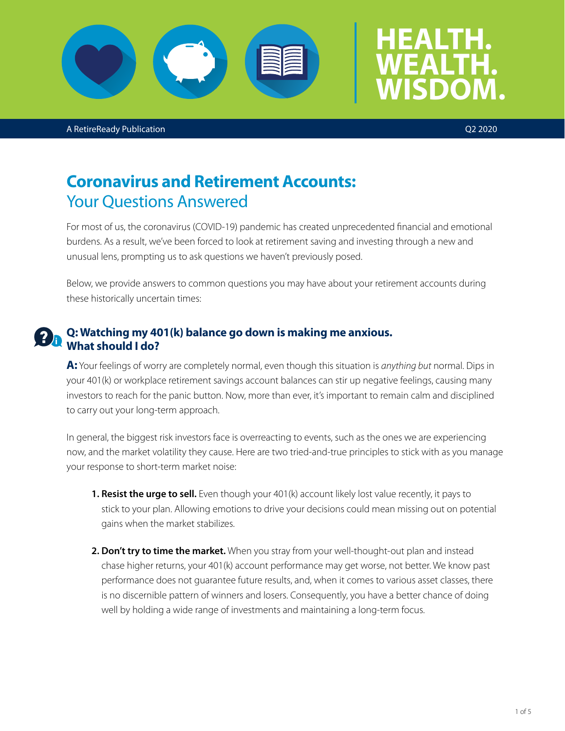# HEALTH. WEALTH. WISDOM.

A RetireReady Publication

Q2 2020

## Coronavirus and Retirement Accounts: Your Questions Answered

For most of us, the coronavirus (COVID-19) pandemic has created unprecedented financial and emotional burdens. As a result, we've been forced to look at retirement saving and investing through a new and unusual lens, prompting us to ask questions we haven't previously posed.

Below, we provide answers to common questions you may have about your retirement accounts during these historically uncertain times:

### Q: Watching my 401(k) balance go down is making me anxious. What should I do?

**A:** Your feelings of worry are completely normal, even though this situation is *anything but* normal. Dips in your 401(k) or workplace retirement savings account balances can stir up negative feelings, causing many investors to reach for the panic button. Now, more than ever, it's important to remain calm and disciplined to carry out your long-term approach.

In general, the biggest risk investors face is overreacting to events, such as the ones we are experiencing now, and the market volatility they cause. Here are two tried-and-true principles to stick with as you manage your response to short-term market noise:

1. **Resist the urge to sell.** Even though your 401(k) account likely lost value recently, it pays to stick to your plan. Allowing emotions to drive your decisions could mean missing out on potential gains when the market stabilizes.
2. **Don't try to time the market.** When you stray from your well-thought-out plan and instead chase higher returns, your 401(k) account performance may get worse, not better. We know past performance does not guarantee future results, and, when it comes to various asset classes, there is no discernible pattern of winners and losers. Consequently, you have a better chance of doing well by holding a wide range of investments and maintaining a long-term focus.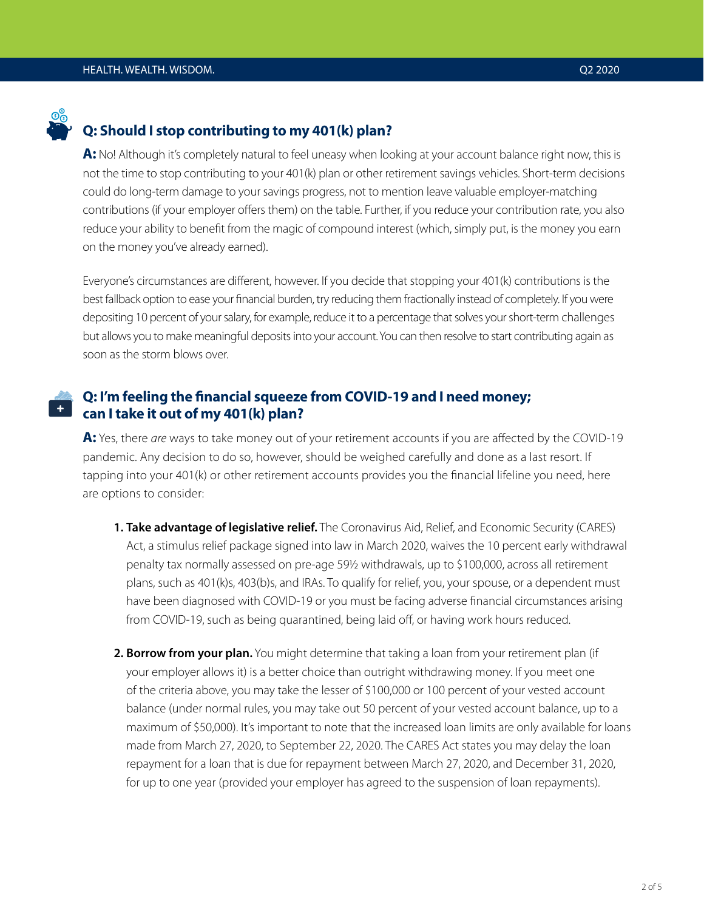## Q: Should I stop contributing to my 401(k) plan?

**A:** No! Although it's completely natural to feel uneasy when looking at your account balance right now, this is not the time to stop contributing to your 401(k) plan or other retirement savings vehicles. Short-term decisions could do long-term damage to your savings progress, not to mention leave valuable employer-matching contributions (if your employer offers them) on the table. Further, if you reduce your contribution rate, you also reduce your ability to benefit from the magic of compound interest (which, simply put, is the money you earn on the money you've already earned).

Everyone's circumstances are different, however. If you decide that stopping your 401(k) contributions is the best fallback option to ease your financial burden, try reducing them fractionally instead of completely. If you were depositing 10 percent of your salary, for example, reduce it to a percentage that solves your short-term challenges but allows you to make meaningful deposits into your account. You can then resolve to start contributing again as soon as the storm blows over.

## Q: I'm feeling the financial squeeze from COVID-19 and I need money; can I take it out of my 401(k) plan?

**A:** Yes, there *are* ways to take money out of your retirement accounts if you are affected by the COVID-19 pandemic. Any decision to do so, however, should be weighed carefully and done as a last resort. If tapping into your 401(k) or other retirement accounts provides you the financial lifeline you need, here are options to consider:

1. **Take advantage of legislative relief.** The Coronavirus Aid, Relief, and Economic Security (CARES) Act, a stimulus relief package signed into law in March 2020, waives the 10 percent early withdrawal penalty tax normally assessed on pre-age 59½ withdrawals, up to $100,000, across all retirement plans, such as 401(k)s, 403(b)s, and IRAs. To qualify for relief, you, your spouse, or a dependent must have been diagnosed with COVID-19 or you must be facing adverse financial circumstances arising from COVID-19, such as being quarantined, being laid off, or having work hours reduced.

2. **Borrow from your plan.** You might determine that taking a loan from your retirement plan (if your employer allows it) is a better choice than outright withdrawing money. If you meet one of the criteria above, you may take the lesser of $100,000 or 100 percent of your vested account balance (under normal rules, you may take out 50 percent of your vested account balance, up to a maximum of $50,000). It's important to note that the increased loan limits are only available for loans made from March 27, 2020, to September 22, 2020. The CARES Act states you may delay the loan repayment for a loan that is due for repayment between March 27, 2020, and December 31, 2020, for up to one year (provided your employer has agreed to the suspension of loan repayments).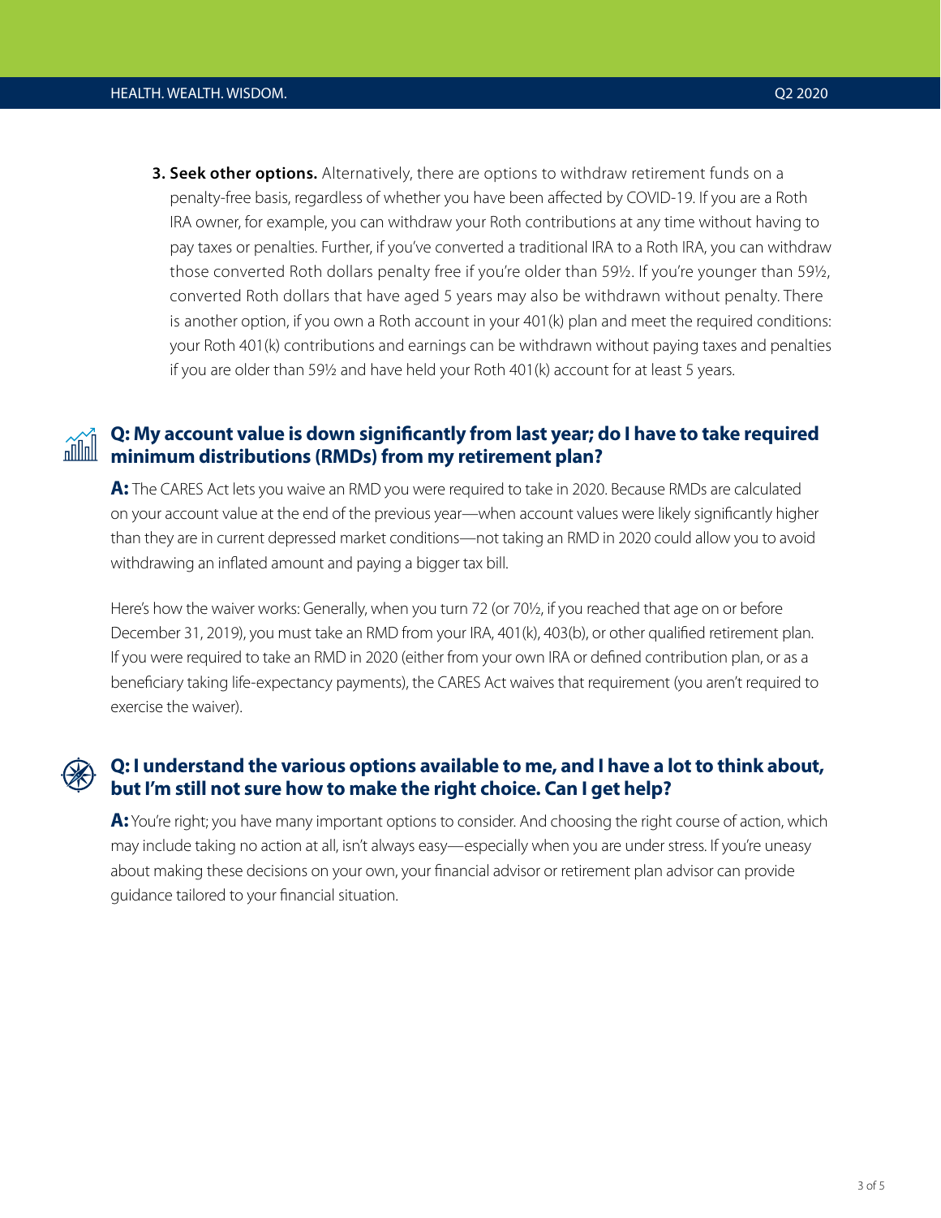3. **Seek other options.** Alternatively, there are options to withdraw retirement funds on a penalty-free basis, regardless of whether you have been affected by COVID-19. If you are a Roth IRA owner, for example, you can withdraw your Roth contributions at any time without having to pay taxes or penalties. Further, if you've converted a traditional IRA to a Roth IRA, you can withdraw those converted Roth dollars penalty free if you're older than 59½. If you're younger than 59½, converted Roth dollars that have aged 5 years may also be withdrawn without penalty. There is another option, if you own a Roth account in your 401(k) plan and meet the required conditions: your Roth 401(k) contributions and earnings can be withdrawn without paying taxes and penalties if you are older than 59½ and have held your Roth 401(k) account for at least 5 years.

### Q: My account value is down significantly from last year; do I have to take required minimum distributions (RMDs) from my retirement plan?

**A:** The CARES Act lets you waive an RMD you were required to take in 2020. Because RMDs are calculated on your account value at the end of the previous year—when account values were likely significantly higher than they are in current depressed market conditions—not taking an RMD in 2020 could allow you to avoid withdrawing an inflated amount and paying a bigger tax bill.

Here's how the waiver works: Generally, when you turn 72 (or 70½, if you reached that age on or before December 31, 2019), you must take an RMD from your IRA, 401(k), 403(b), or other qualified retirement plan. If you were required to take an RMD in 2020 (either from your own IRA or defined contribution plan, or as a beneficiary taking life-expectancy payments), the CARES Act waives that requirement (you aren't required to exercise the waiver).

### Q: I understand the various options available to me, and I have a lot to think about, but I'm still not sure how to make the right choice. Can I get help?

**A:** You're right; you have many important options to consider. And choosing the right course of action, which may include taking no action at all, isn't always easy—especially when you are under stress. If you're uneasy about making these decisions on your own, your financial advisor or retirement plan advisor can provide guidance tailored to your financial situation.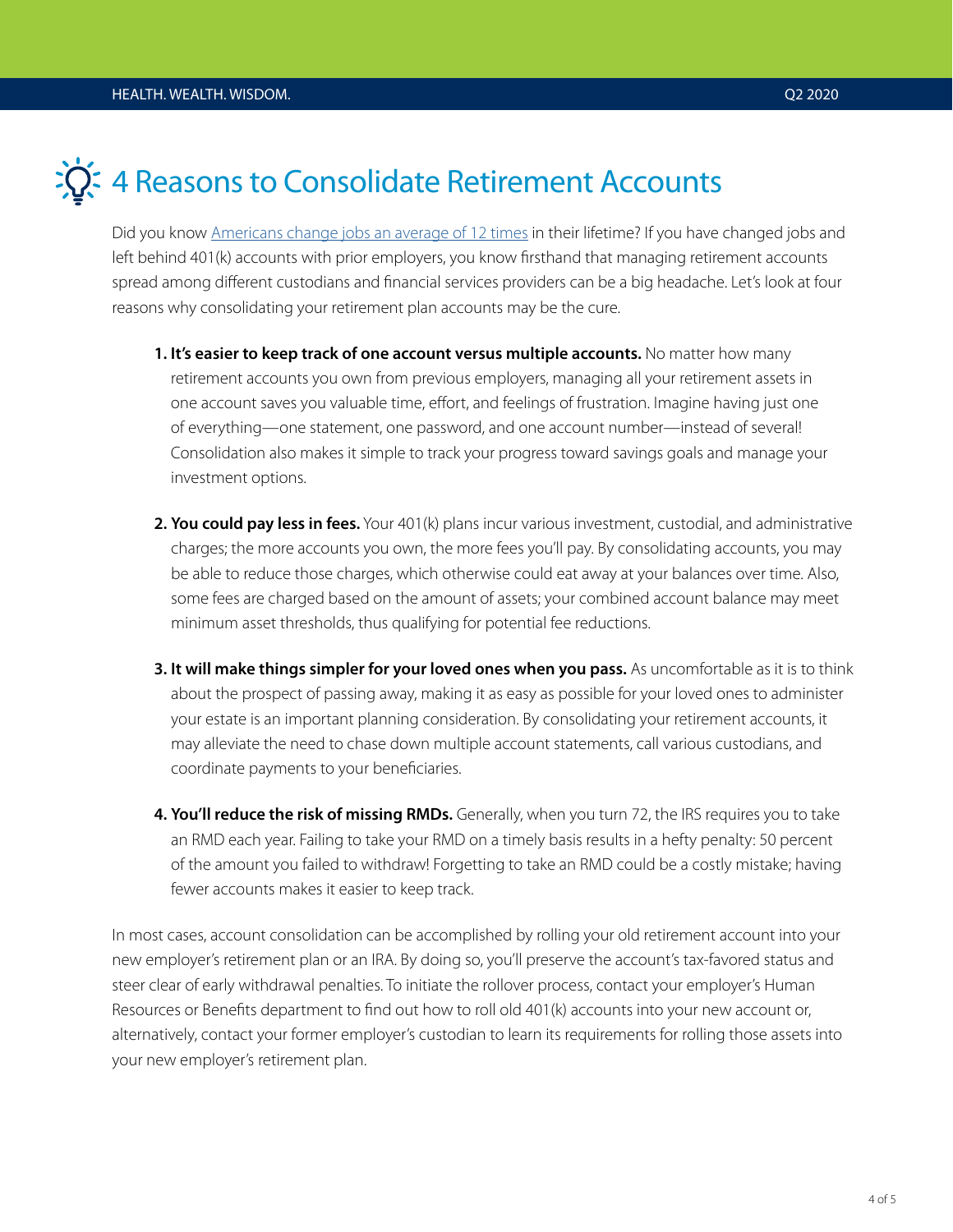# 4 Reasons to Consolidate Retirement Accounts

Did you know [Americans change jobs an average of 12 times](#) in their lifetime? If you have changed jobs and left behind 401(k) accounts with prior employers, you know firsthand that managing retirement accounts spread among different custodians and financial services providers can be a big headache. Let's look at four reasons why consolidating your retirement plan accounts may be the cure.

1. **It's easier to keep track of one account versus multiple accounts.** No matter how many retirement accounts you own from previous employers, managing all your retirement assets in one account saves you valuable time, effort, and feelings of frustration. Imagine having just one of everything—one statement, one password, and one account number—instead of several! Consolidation also makes it simple to track your progress toward savings goals and manage your investment options.

2. **You could pay less in fees.** Your 401(k) plans incur various investment, custodial, and administrative charges; the more accounts you own, the more fees you'll pay. By consolidating accounts, you may be able to reduce those charges, which otherwise could eat away at your balances over time. Also, some fees are charged based on the amount of assets; your combined account balance may meet minimum asset thresholds, thus qualifying for potential fee reductions.

3. **It will make things simpler for your loved ones when you pass.** As uncomfortable as it is to think about the prospect of passing away, making it as easy as possible for your loved ones to administer your estate is an important planning consideration. By consolidating your retirement accounts, it may alleviate the need to chase down multiple account statements, call various custodians, and coordinate payments to your beneficiaries.

4. **You'll reduce the risk of missing RMDs.** Generally, when you turn 72, the IRS requires you to take an RMD each year. Failing to take your RMD on a timely basis results in a hefty penalty: 50 percent of the amount you failed to withdraw! Forgetting to take an RMD could be a costly mistake; having fewer accounts makes it easier to keep track.

In most cases, account consolidation can be accomplished by rolling your old retirement account into your new employer's retirement plan or an IRA. By doing so, you'll preserve the account's tax-favored status and steer clear of early withdrawal penalties. To initiate the rollover process, contact your employer's Human Resources or Benefits department to find out how to roll old 401(k) accounts into your new account or, alternatively, contact your former employer's custodian to learn its requirements for rolling those assets into your new employer's retirement plan.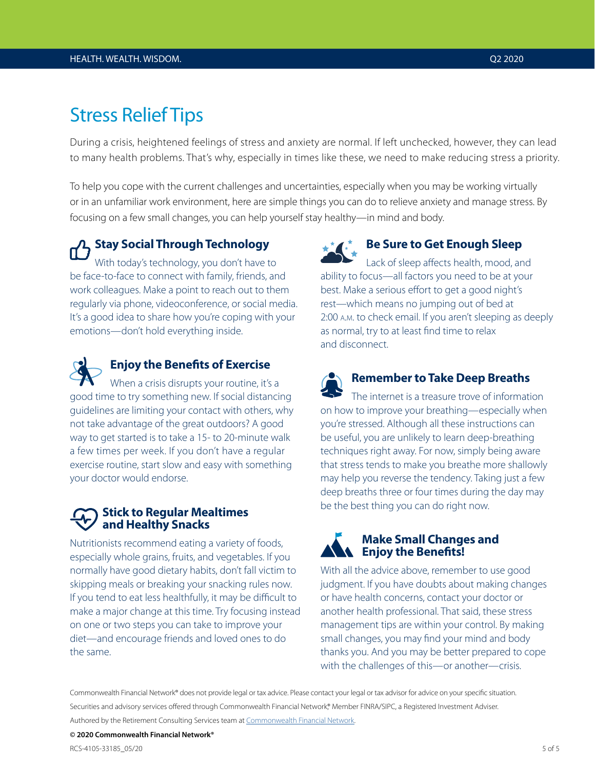# Stress Relief Tips

During a crisis, heightened feelings of stress and anxiety are normal. If left unchecked, however, they can lead to many health problems. That's why, especially in times like these, we need to make reducing stress a priority.

To help you cope with the current challenges and uncertainties, especially when you may be working virtually or in an unfamiliar work environment, here are simple things you can do to relieve anxiety and manage stress. By focusing on a few small changes, you can help yourself stay healthy—in mind and body.

## Stay Social Through Technology

With today's technology, you don't have to be face-to-face to connect with family, friends, and work colleagues. Make a point to reach out to them regularly via phone, videoconference, or social media. It's a good idea to share how you're coping with your emotions—don't hold everything inside.

## Enjoy the Benefits of Exercise

When a crisis disrupts your routine, it's a good time to try something new. If social distancing guidelines are limiting your contact with others, why not take advantage of the great outdoors? A good way to get started is to take a 15- to 20-minute walk a few times per week. If you don't have a regular exercise routine, start slow and easy with something your doctor would endorse.

## Stick to Regular Mealtimes and Healthy Snacks

Nutritionists recommend eating a variety of foods, especially whole grains, fruits, and vegetables. If you normally have good dietary habits, don't fall victim to skipping meals or breaking your snacking rules now. If you tend to eat less healthfully, it may be difficult to make a major change at this time. Try focusing instead on one or two steps you can take to improve your diet—and encourage friends and loved ones to do the same.

## Be Sure to Get Enough Sleep

Lack of sleep affects health, mood, and ability to focus—all factors you need to be at your best. Make a serious effort to get a good night's rest—which means no jumping out of bed at 2:00 A.M. to check email. If you aren't sleeping as deeply as normal, try to at least find time to relax and disconnect.

## Remember to Take Deep Breaths

The internet is a treasure trove of information on how to improve your breathing—especially when you're stressed. Although all these instructions can be useful, you are unlikely to learn deep-breathing techniques right away. For now, simply being aware that stress tends to make you breathe more shallowly may help you reverse the tendency. Taking just a few deep breaths three or four times during the day may be the best thing you can do right now.

## Make Small Changes and Enjoy the Benefits!

With all the advice above, remember to use good judgment. If you have doubts about making changes or have health concerns, contact your doctor or another health professional. That said, these stress management tips are within your control. By making small changes, you may find your mind and body thanks you. And you may be better prepared to cope with the challenges of this—or another—crisis.

Commonwealth Financial Network® does not provide legal or tax advice. Please contact your legal or tax advisor for advice on your specific situation.

Securities and advisory services offered through Commonwealth Financial Network®, Member FINRA/SIPC, a Registered Investment Adviser.

Authored by the Retirement Consulting Services team at Commonwealth Financial Network.

**© 2020 Commonwealth Financial Network®**

RCS-4105-33185_05/20